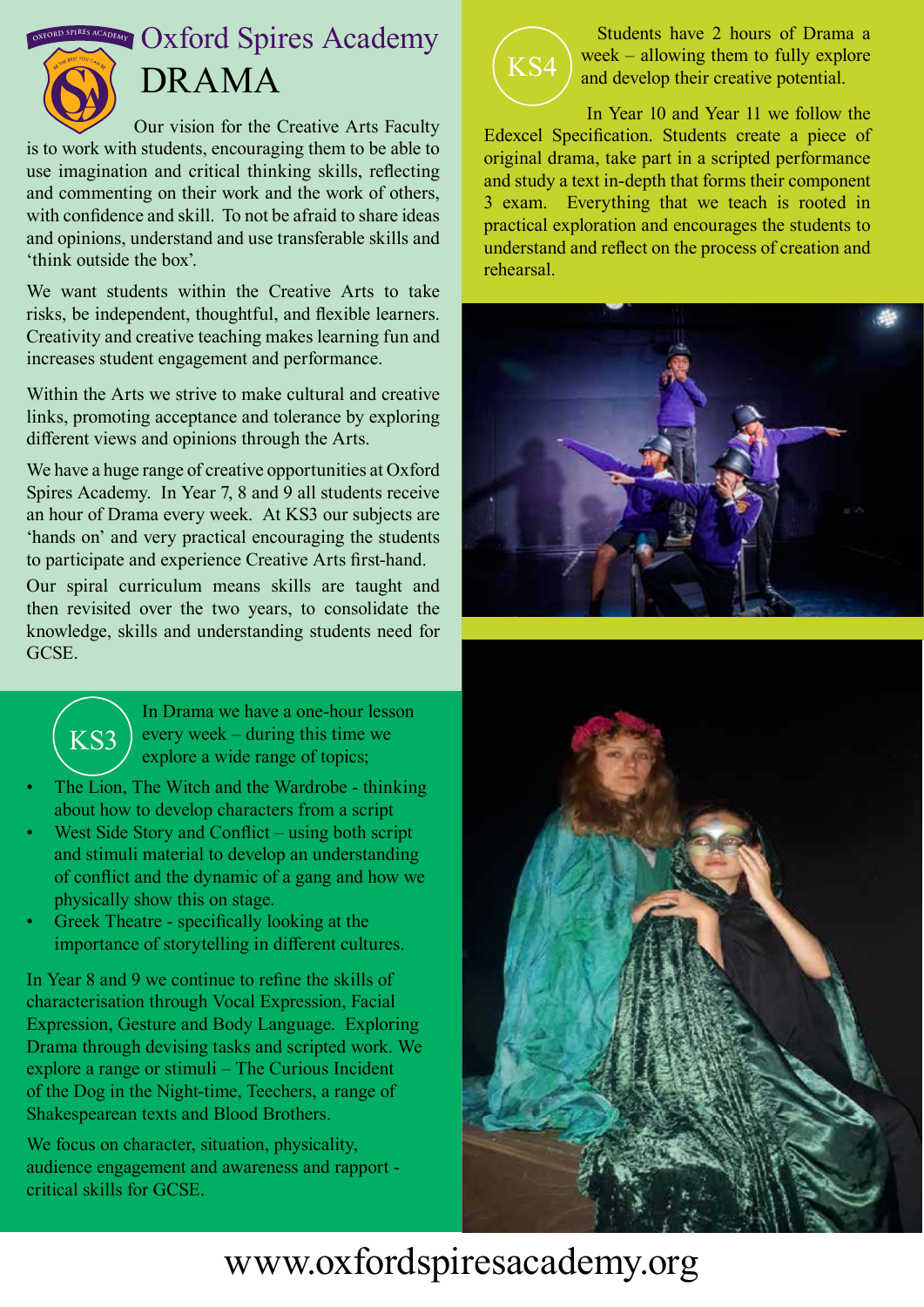# Oxford Spires Academy

# DRAMA

Our vision for the Creative Arts Faculty is to work with students, encouraging them to be able to use imagination and critical thinking skills, reflecting and commenting on their work and the work of others, with confidence and skill. To not be afraid to share ideas and opinions, understand and use transferable skills and 'think outside the box'.

We want students within the Creative Arts to take risks, be independent, thoughtful, and flexible learners. Creativity and creative teaching makes learning fun and increases student engagement and performance.

Within the Arts we strive to make cultural and creative links, promoting acceptance and tolerance by exploring different views and opinions through the Arts.

We have a huge range of creative opportunities at Oxford Spires Academy. In Year 7, 8 and 9 all students receive an hour of Drama every week. At KS3 our subjects are 'hands on' and very practical encouraging the students to participate and experience Creative Arts first-hand.

Our spiral curriculum means skills are taught and then revisited over the two years, to consolidate the knowledge, skills and understanding students need for GCSE.

## KS3

In Drama we have a one-hour lesson every week – during this time we explore a wide range of topics;

- The Lion, The Witch and the Wardrobe - thinking about how to develop characters from a script
- West Side Story and Conflict – using both script and stimuli material to develop an understanding of conflict and the dynamic of a gang and how we physically show this on stage.
- Greek Theatre - specifically looking at the importance of storytelling in different cultures.

In Year 8 and 9 we continue to refine the skills of characterisation through Vocal Expression, Facial Expression, Gesture and Body Language. Exploring Drama through devising tasks and scripted work. We explore a range or stimuli – The Curious Incident of the Dog in the Night-time, Teechers, a range of Shakespearean texts and Blood Brothers.

We focus on character, situation, physicality, audience engagement and awareness and rapport - critical skills for GCSE.

## KS4

Students have 2 hours of Drama a week – allowing them to fully explore and develop their creative potential.

In Year 10 and Year 11 we follow the Edexcel Specification. Students create a piece of original drama, take part in a scripted performance and study a text in-depth that forms their component 3 exam. Everything that we teach is rooted in practical exploration and encourages the students to understand and reflect on the process of creation and rehearsal.

www.oxfordspiresacademy.org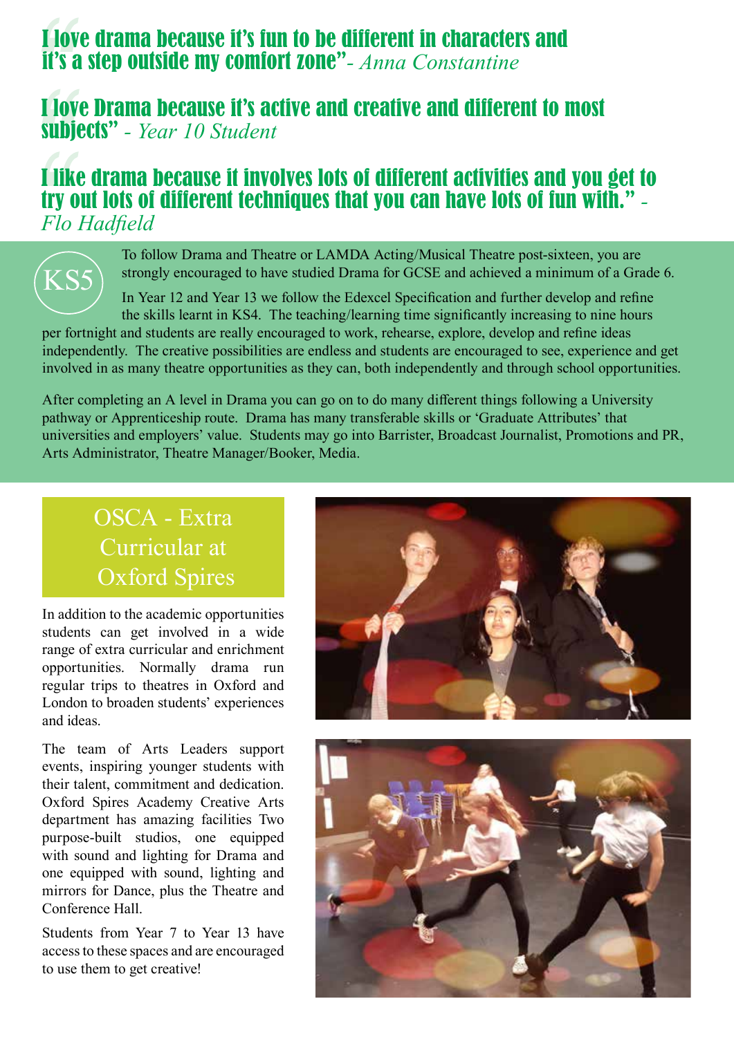**"I love drama because it's fun to be different in characters and it's a step outside my comfort zone"** *- Anna Constantine*

**"I love Drama because it's active and creative and different to most subjects"** *- Year 10 Student*

**"I like drama because it involves lots of different activities and you get to try out lots of different techniques that you can have lots of fun with."** *- Flo Hadfield*

## KS5

To follow Drama and Theatre or LAMDA Acting/Musical Theatre post-sixteen, you are strongly encouraged to have studied Drama for GCSE and achieved a minimum of a Grade 6.

In Year 12 and Year 13 we follow the Edexcel Specification and further develop and refine the skills learnt in KS4. The teaching/learning time significantly increasing to nine hours per fortnight and students are really encouraged to work, rehearse, explore, develop and refine ideas independently. The creative possibilities are endless and students are encouraged to see, experience and get involved in as many theatre opportunities as they can, both independently and through school opportunities.

After completing an A level in Drama you can go on to do many different things following a University pathway or Apprenticeship route. Drama has many transferable skills or 'Graduate Attributes' that universities and employers' value. Students may go into Barrister, Broadcast Journalist, Promotions and PR, Arts Administrator, Theatre Manager/Booker, Media.

## OSCA - Extra Curricular at Oxford Spires

In addition to the academic opportunities students can get involved in a wide range of extra curricular and enrichment opportunities. Normally drama run regular trips to theatres in Oxford and London to broaden students' experiences and ideas.

The team of Arts Leaders support events, inspiring younger students with their talent, commitment and dedication. Oxford Spires Academy Creative Arts department has amazing facilities Two purpose-built studios, one equipped with sound and lighting for Drama and one equipped with sound, lighting and mirrors for Dance, plus the Theatre and Conference Hall.

Students from Year 7 to Year 13 have access to these spaces and are encouraged to use them to get creative!